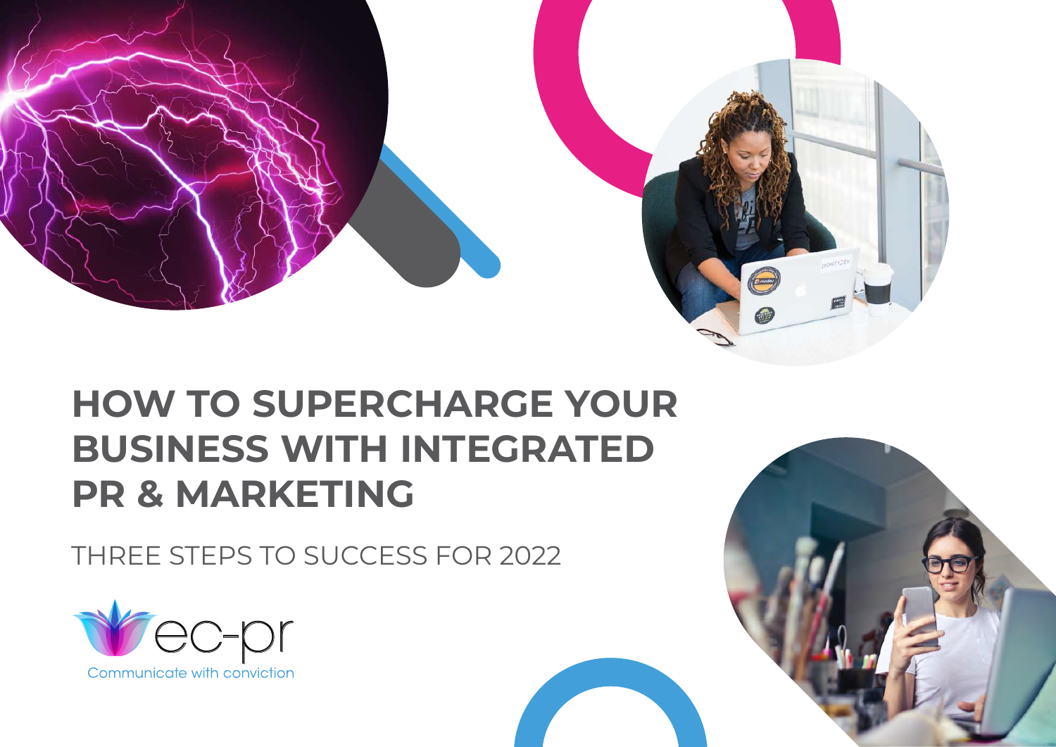# HOW TO SUPERCHARGE YOUR BUSINESS WITH INTEGRATED PR & MARKETING

## THREE STEPS TO SUCCESS FOR 2022

ec-pr

Communicate with conviction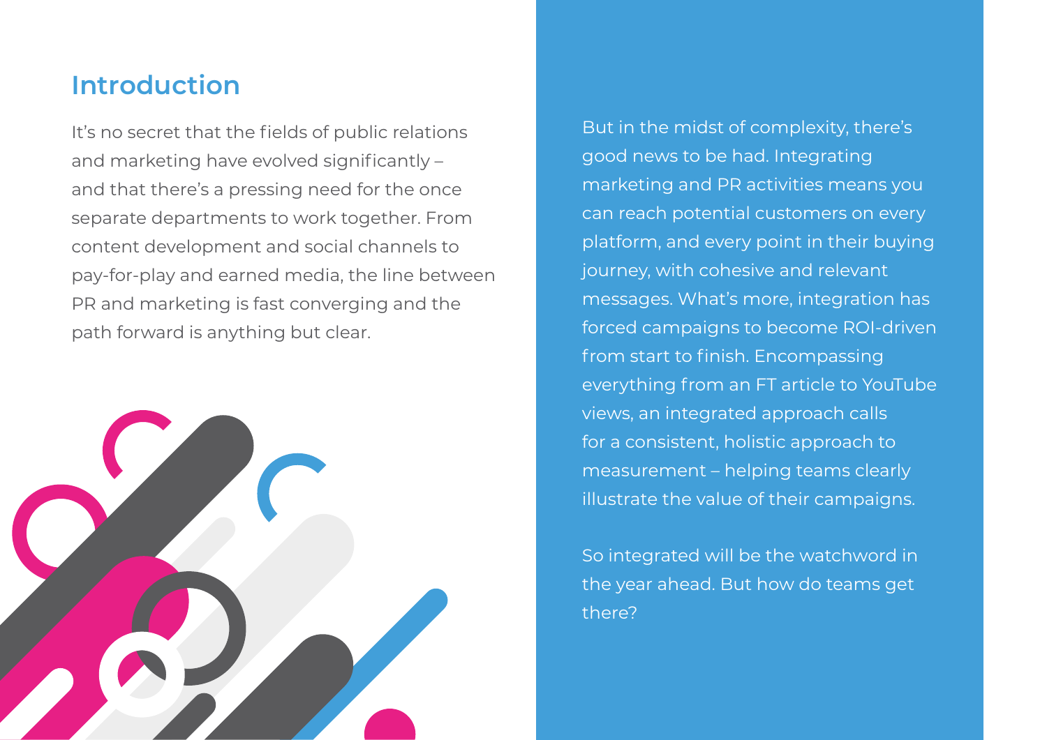## Introduction

It's no secret that the fields of public relations and marketing have evolved significantly – and that there's a pressing need for the once separate departments to work together. From content development and social channels to pay-for-play and earned media, the line between PR and marketing is fast converging and the path forward is anything but clear.

But in the midst of complexity, there's good news to be had. Integrating marketing and PR activities means you can reach potential customers on every platform, and every point in their buying journey, with cohesive and relevant messages. What's more, integration has forced campaigns to become ROI-driven from start to finish. Encompassing everything from an FT article to YouTube views, an integrated approach calls for a consistent, holistic approach to measurement – helping teams clearly illustrate the value of their campaigns.

So integrated will be the watchword in the year ahead. But how do teams get there?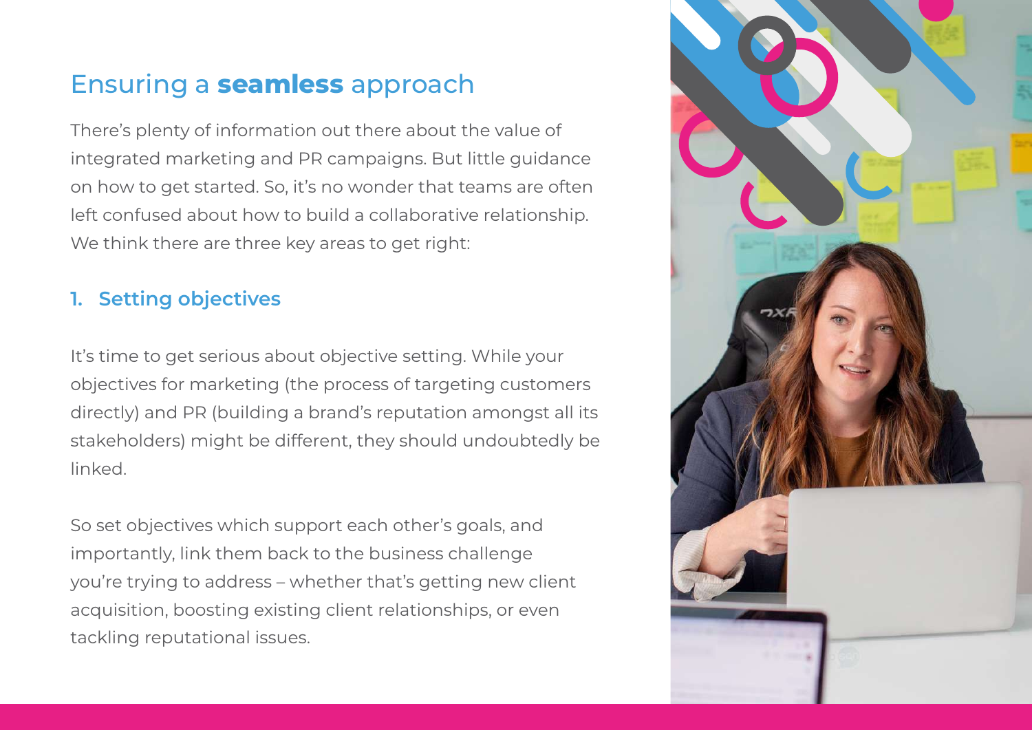## Ensuring a **seamless** approach

There's plenty of information out there about the value of integrated marketing and PR campaigns. But little guidance on how to get started. So, it's no wonder that teams are often left confused about how to build a collaborative relationship. We think there are three key areas to get right:

### 1. Setting objectives

It's time to get serious about objective setting. While your objectives for marketing (the process of targeting customers directly) and PR (building a brand's reputation amongst all its stakeholders) might be different, they should undoubtedly be linked.

So set objectives which support each other's goals, and importantly, link them back to the business challenge you're trying to address – whether that's getting new client acquisition, boosting existing client relationships, or even tackling reputational issues.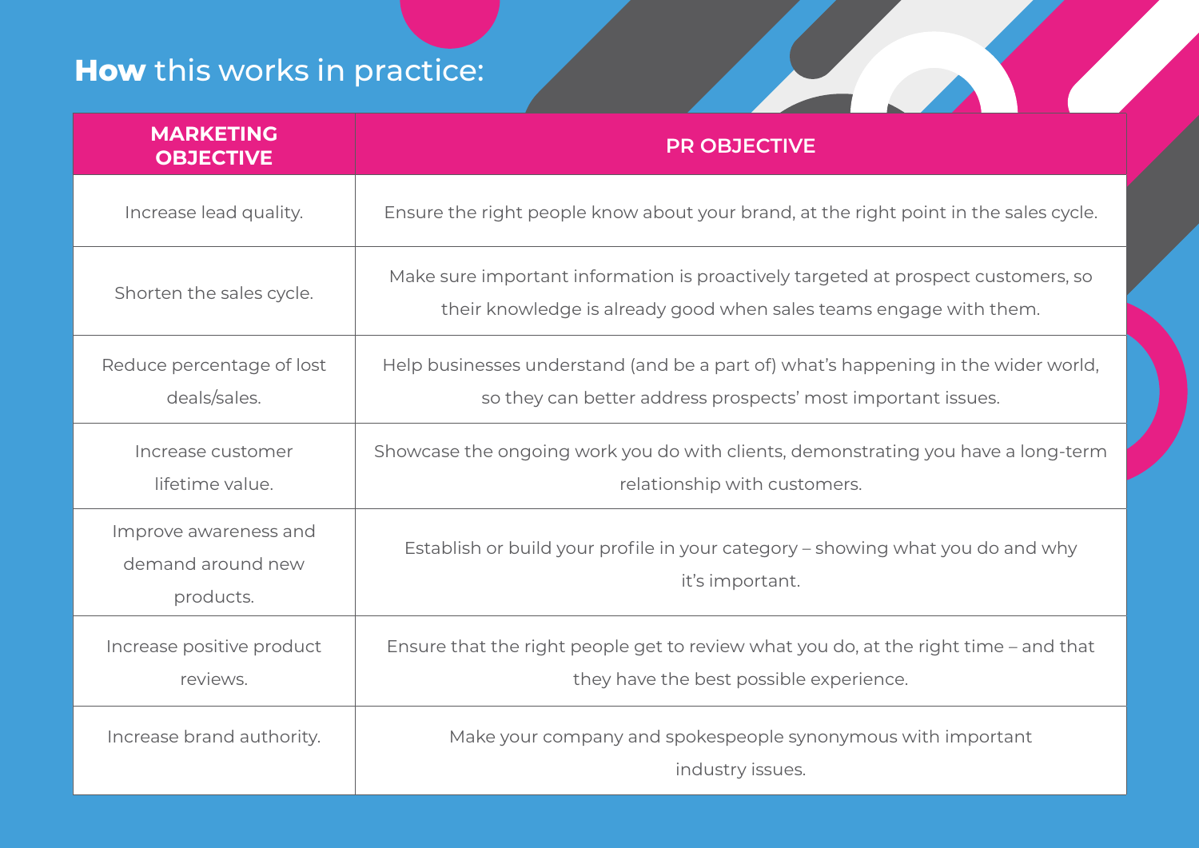## **How** this works in practice:

| MARKETING OBJECTIVE | PR OBJECTIVE |
|---|---|
| Increase lead quality. | Ensure the right people know about your brand, at the right point in the sales cycle. |
| Shorten the sales cycle. | Make sure important information is proactively targeted at prospect customers, so their knowledge is already good when sales teams engage with them. |
| Reduce percentage of lost deals/sales. | Help businesses understand (and be a part of) what's happening in the wider world, so they can better address prospects' most important issues. |
| Increase customer lifetime value. | Showcase the ongoing work you do with clients, demonstrating you have a long-term relationship with customers. |
| Improve awareness and demand around new products. | Establish or build your profile in your category – showing what you do and why it's important. |
| Increase positive product reviews. | Ensure that the right people get to review what you do, at the right time – and that they have the best possible experience. |
| Increase brand authority. | Make your company and spokespeople synonymous with important industry issues. |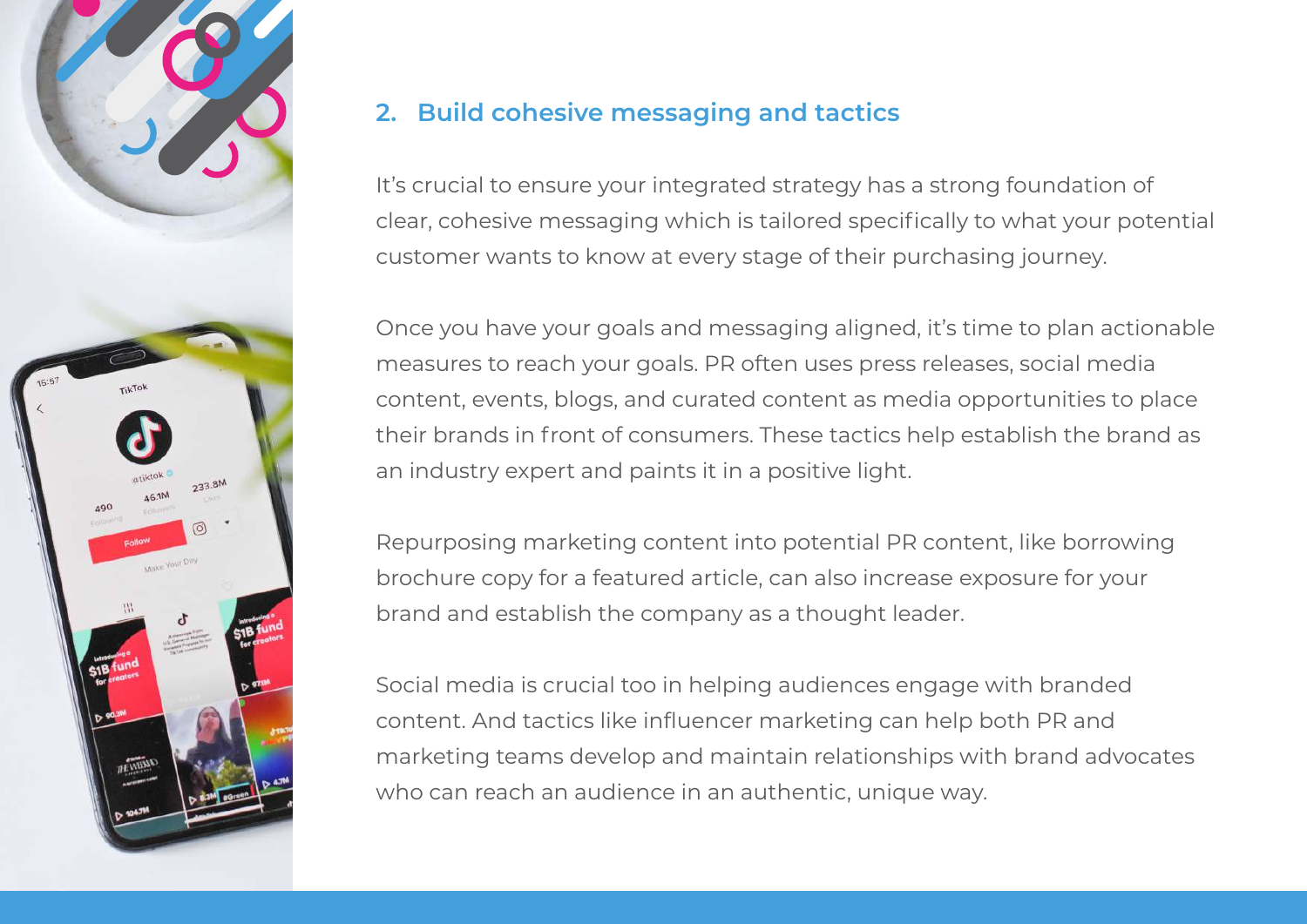## 2. Build cohesive messaging and tactics

It's crucial to ensure your integrated strategy has a strong foundation of clear, cohesive messaging which is tailored specifically to what your potential customer wants to know at every stage of their purchasing journey.

Once you have your goals and messaging aligned, it's time to plan actionable measures to reach your goals. PR often uses press releases, social media content, events, blogs, and curated content as media opportunities to place their brands in front of consumers. These tactics help establish the brand as an industry expert and paints it in a positive light.

Repurposing marketing content into potential PR content, like borrowing brochure copy for a featured article, can also increase exposure for your brand and establish the company as a thought leader.

Social media is crucial too in helping audiences engage with branded content. And tactics like influencer marketing can help both PR and marketing teams develop and maintain relationships with brand advocates who can reach an audience in an authentic, unique way.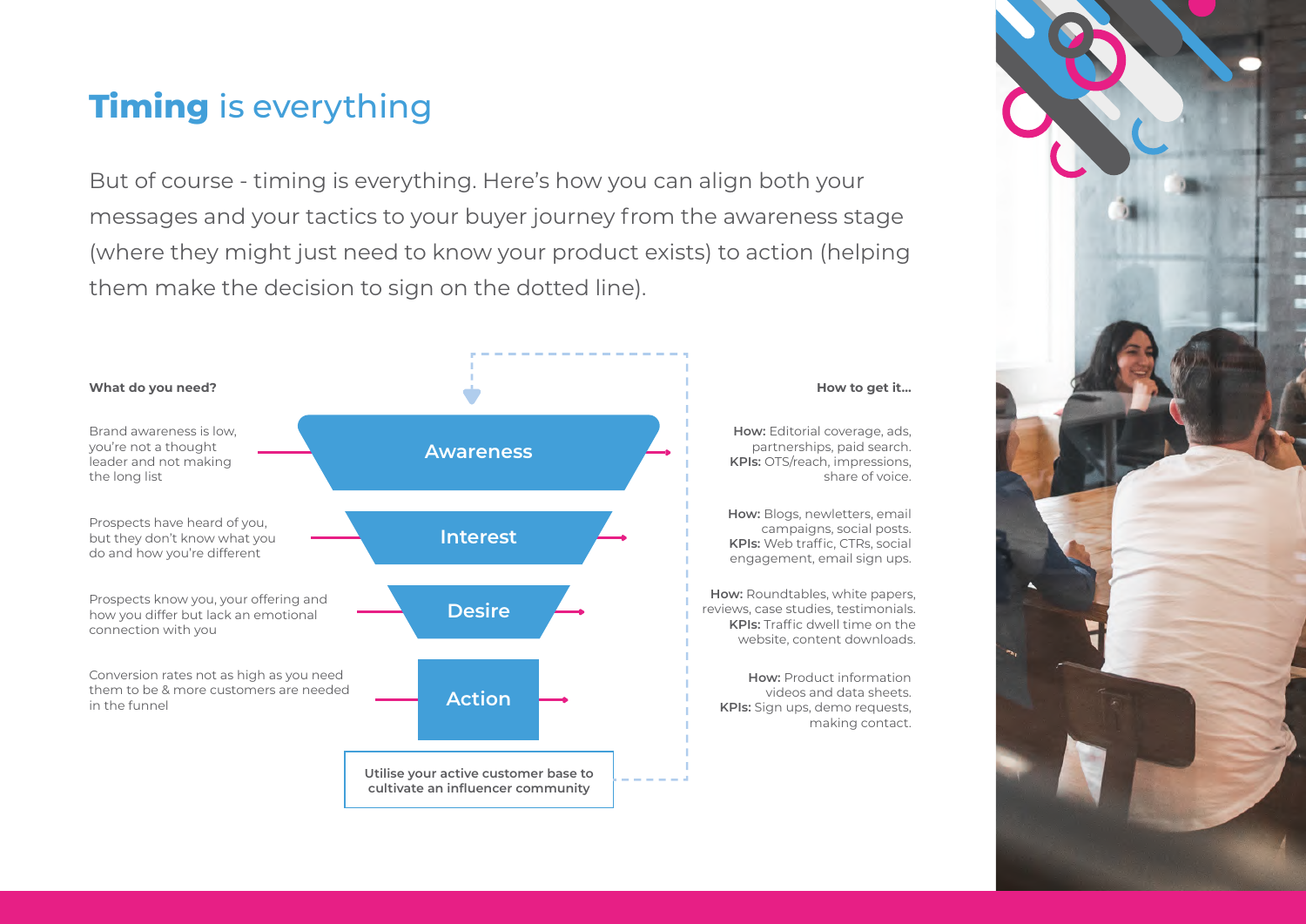# **Timing** is everything

But of course - timing is everything. Here's how you can align both your messages and your tactics to your buyer journey from the awareness stage (where they might just need to know your product exists) to action (helping them make the decision to sign on the dotted line).

| What do you need? | Stage | How to get it... |
| --- | --- | --- |
| Brand awareness is low, you're not a thought leader and not making the long list | Awareness | **How:** Editorial coverage, ads, partnerships, paid search. **KPIs:** OTS/reach, impressions, share of voice. |
| Prospects have heard of you, but they don't know what you do and how you're different | Interest | **How:** Blogs, newletters, email campaigns, social posts. **KPIs:** Web traffic, CTRs, social engagement, email sign ups. |
| Prospects know you, your offering and how you differ but lack an emotional connection with you | Desire | **How:** Roundtables, white papers, reviews, case studies, testimonials. **KPIs:** Traffic dwell time on the website, content downloads. |
| Conversion rates not as high as you need them to be & more customers are needed in the funnel | Action | **How:** Product information videos and data sheets. **KPIs:** Sign ups, demo requests, making contact. |

**Utilise your active customer base to cultivate an influencer community**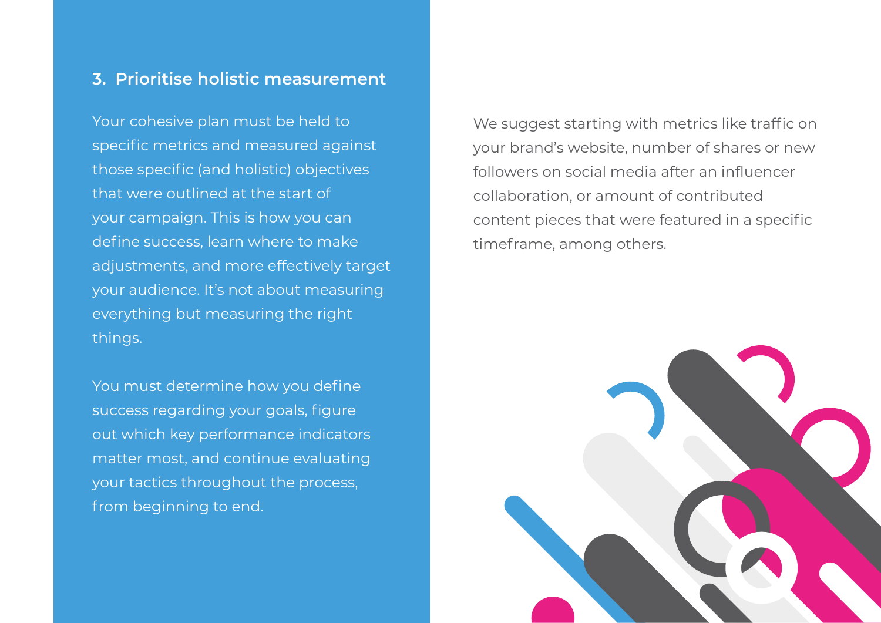### 3. Prioritise holistic measurement

Your cohesive plan must be held to specific metrics and measured against those specific (and holistic) objectives that were outlined at the start of your campaign. This is how you can define success, learn where to make adjustments, and more effectively target your audience. It's not about measuring everything but measuring the right things.

You must determine how you define success regarding your goals, figure out which key performance indicators matter most, and continue evaluating your tactics throughout the process, from beginning to end.

We suggest starting with metrics like traffic on your brand's website, number of shares or new followers on social media after an influencer collaboration, or amount of contributed content pieces that were featured in a specific timeframe, among others.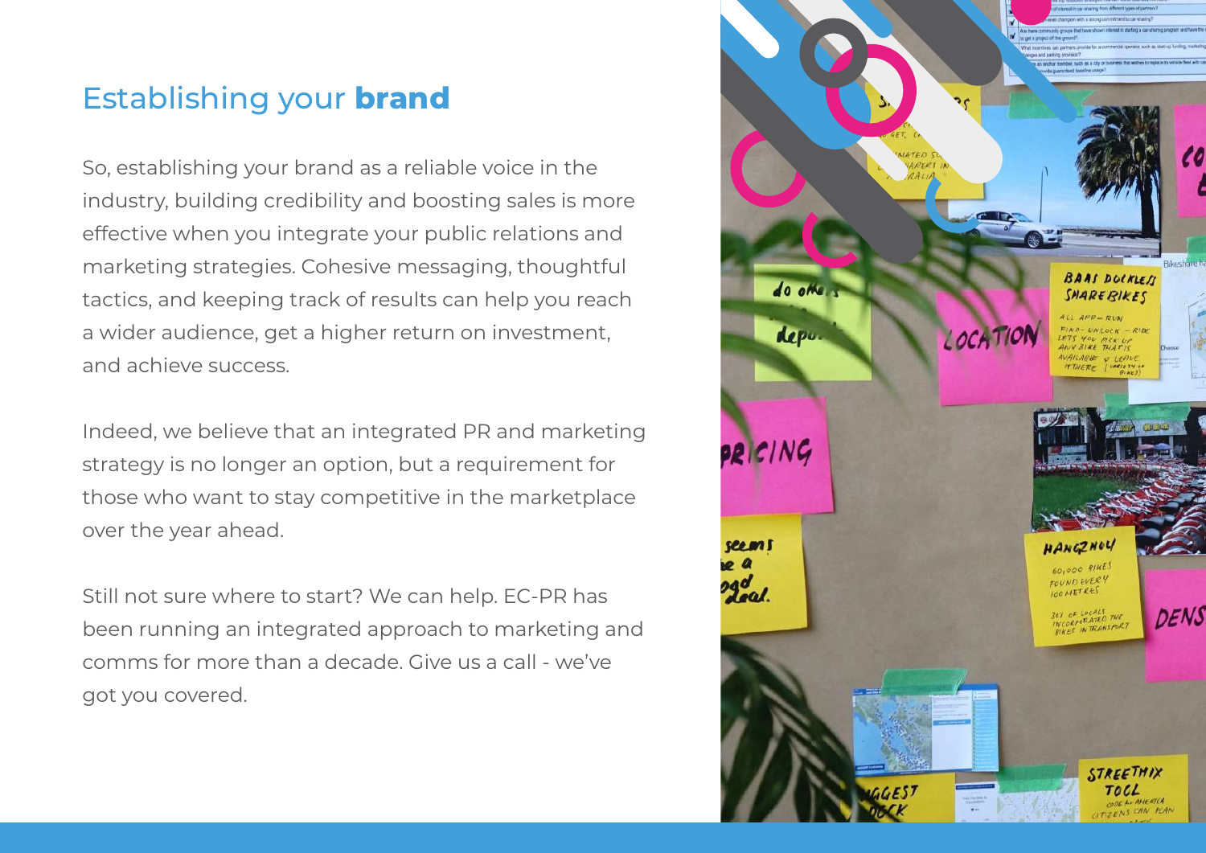## Establishing your **brand**

So, establishing your brand as a reliable voice in the industry, building credibility and boosting sales is more effective when you integrate your public relations and marketing strategies. Cohesive messaging, thoughtful tactics, and keeping track of results can help you reach a wider audience, get a higher return on investment, and achieve success.

Indeed, we believe that an integrated PR and marketing strategy is no longer an option, but a requirement for those who want to stay competitive in the marketplace over the year ahead.

Still not sure where to start? We can help. EC-PR has been running an integrated approach to marketing and comms for more than a decade. Give us a call - we've got you covered.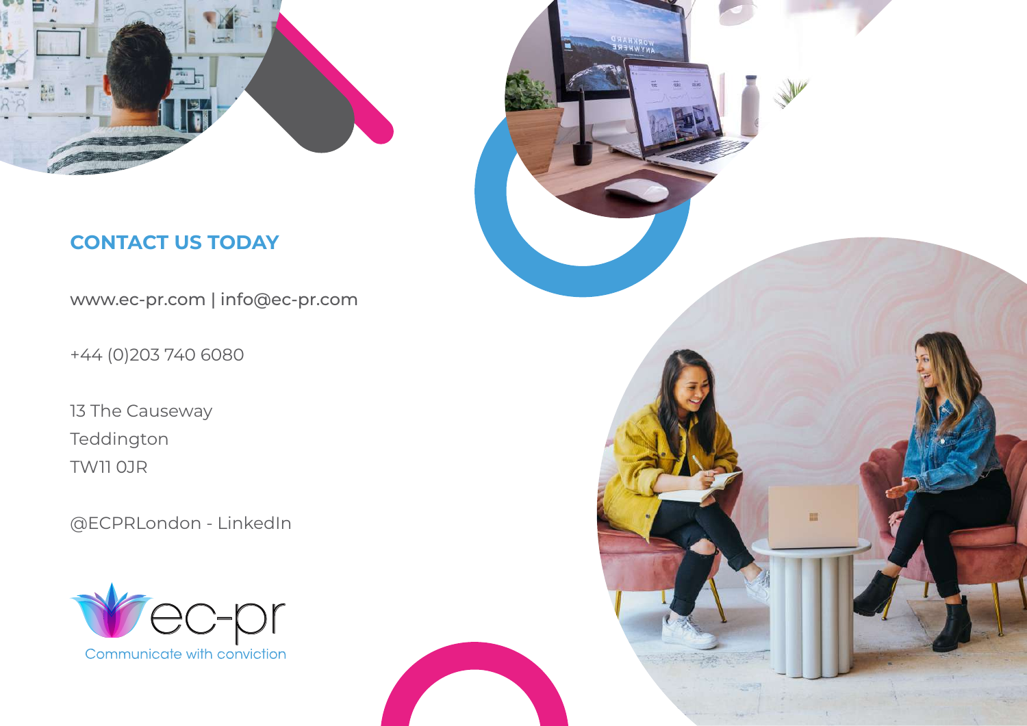## CONTACT US TODAY

www.ec-pr.com | info@ec-pr.com

+44 (0)203 740 6080

13 The Causeway
Teddington
TW11 0JR

@ECPRLondon - LinkedIn

ec-pr
Communicate with conviction